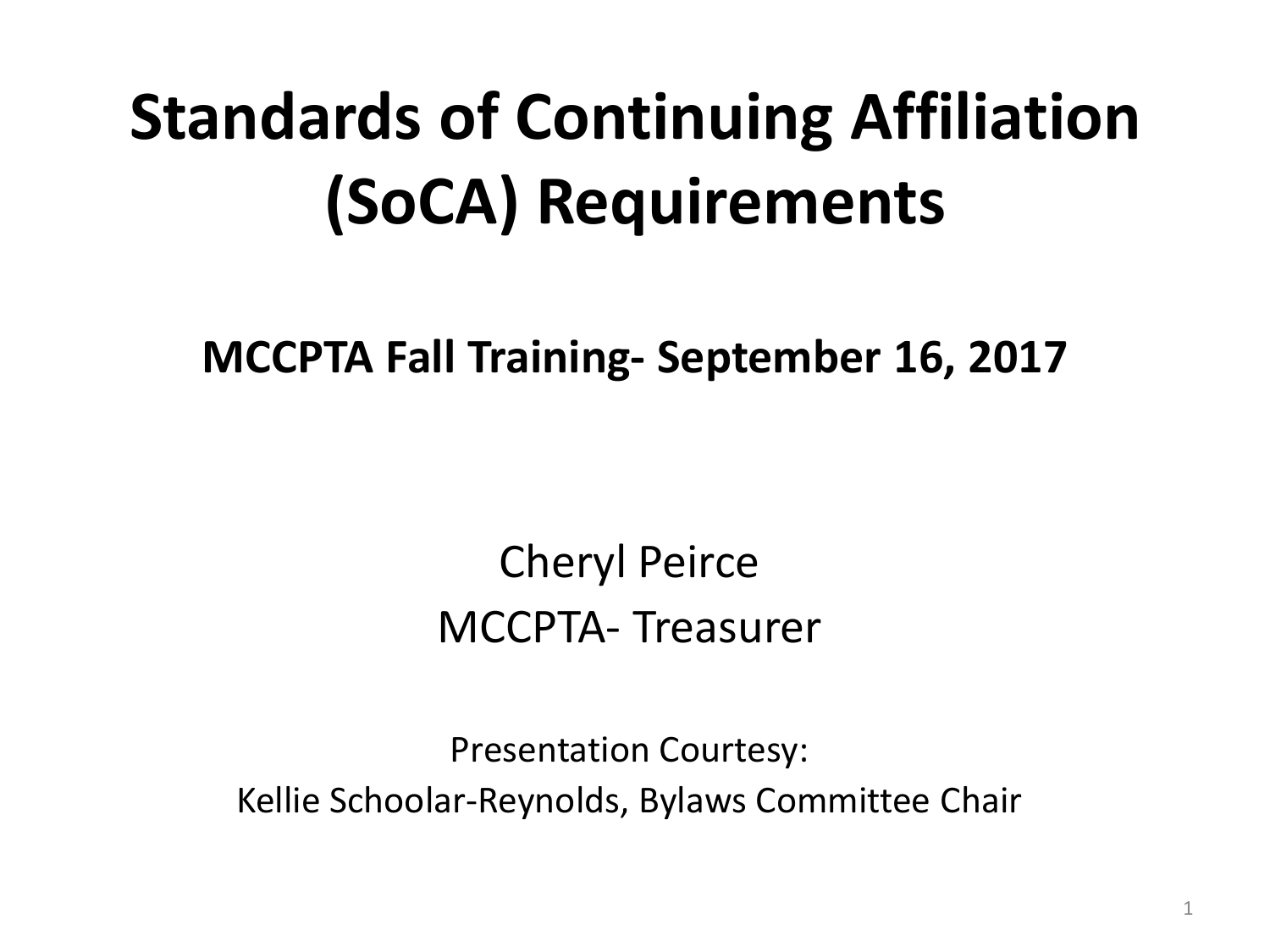# Standards of Continuing Affiliation (SoCA) Requirements

**MCCPTA Fall Training- September 16, 2017**

Cheryl Peirce
MCCPTA- Treasurer

Presentation Courtesy:
Kellie Schoolar-Reynolds, Bylaws Committee Chair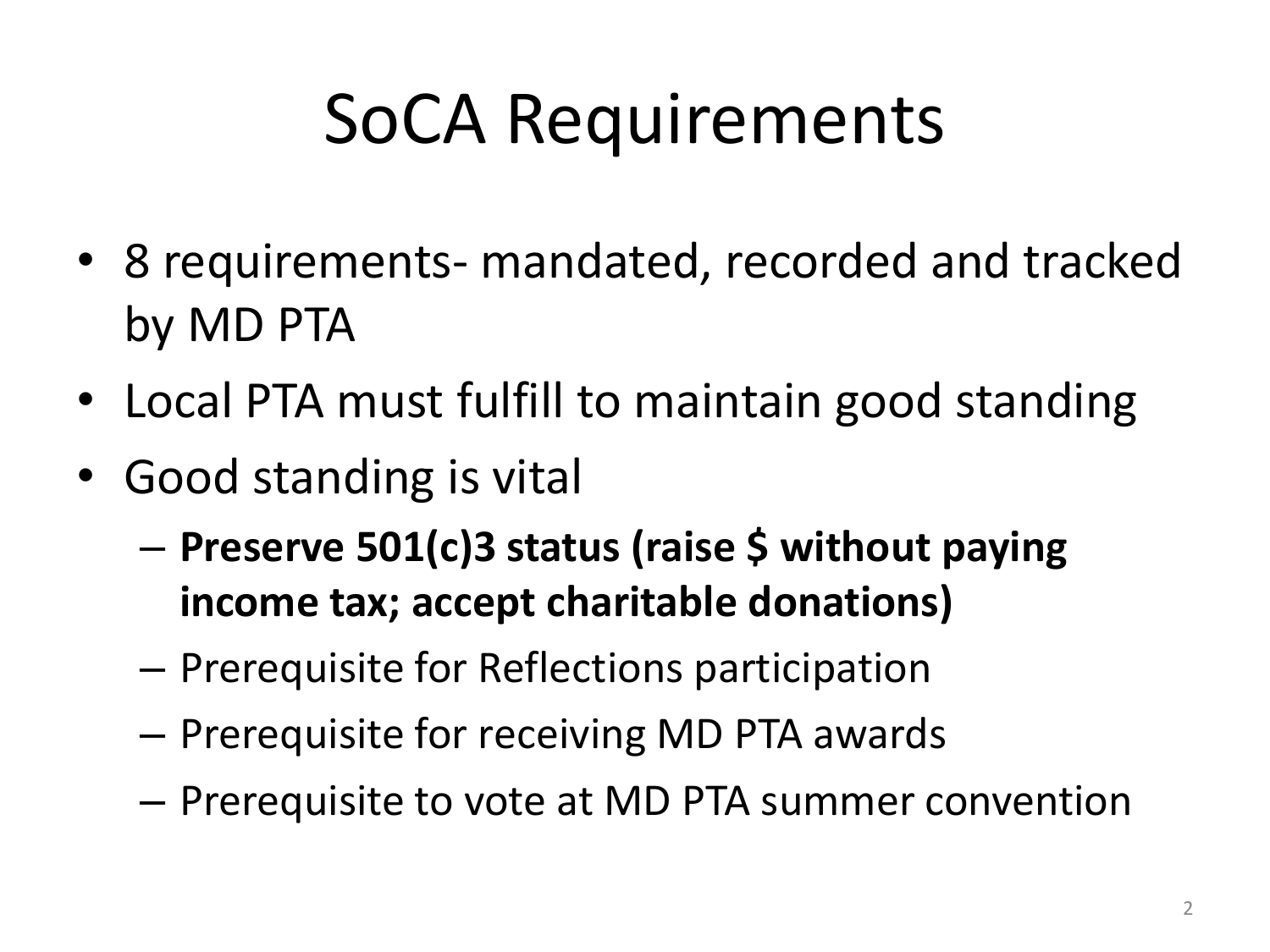# SoCA Requirements

- 8 requirements- mandated, recorded and tracked by MD PTA
- Local PTA must fulfill to maintain good standing
- Good standing is vital
  - **Preserve 501(c)3 status (raise $ without paying income tax; accept charitable donations)**
  - Prerequisite for Reflections participation
  - Prerequisite for receiving MD PTA awards
  - Prerequisite to vote at MD PTA summer convention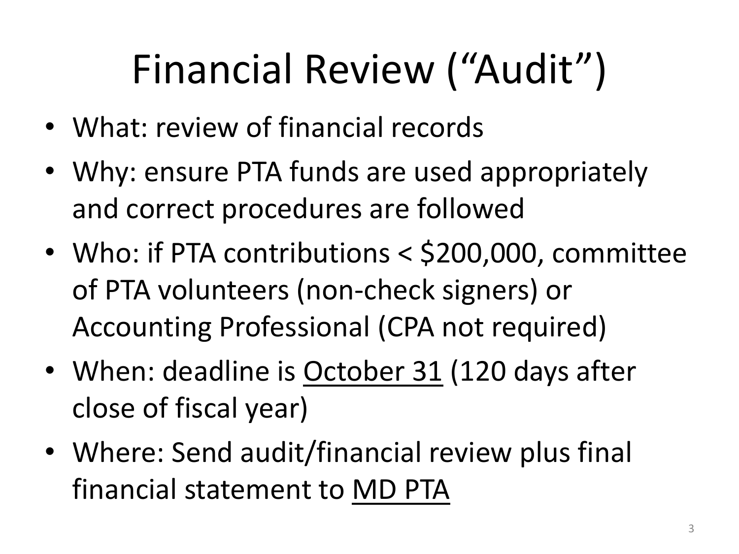# Financial Review ("Audit")

- What: review of financial records
- Why: ensure PTA funds are used appropriately and correct procedures are followed
- Who: if PTA contributions < $200,000, committee of PTA volunteers (non-check signers) or Accounting Professional (CPA not required)
- When: deadline is <u>October 31</u> (120 days after close of fiscal year)
- Where: Send audit/financial review plus final financial statement to <u>MD PTA</u>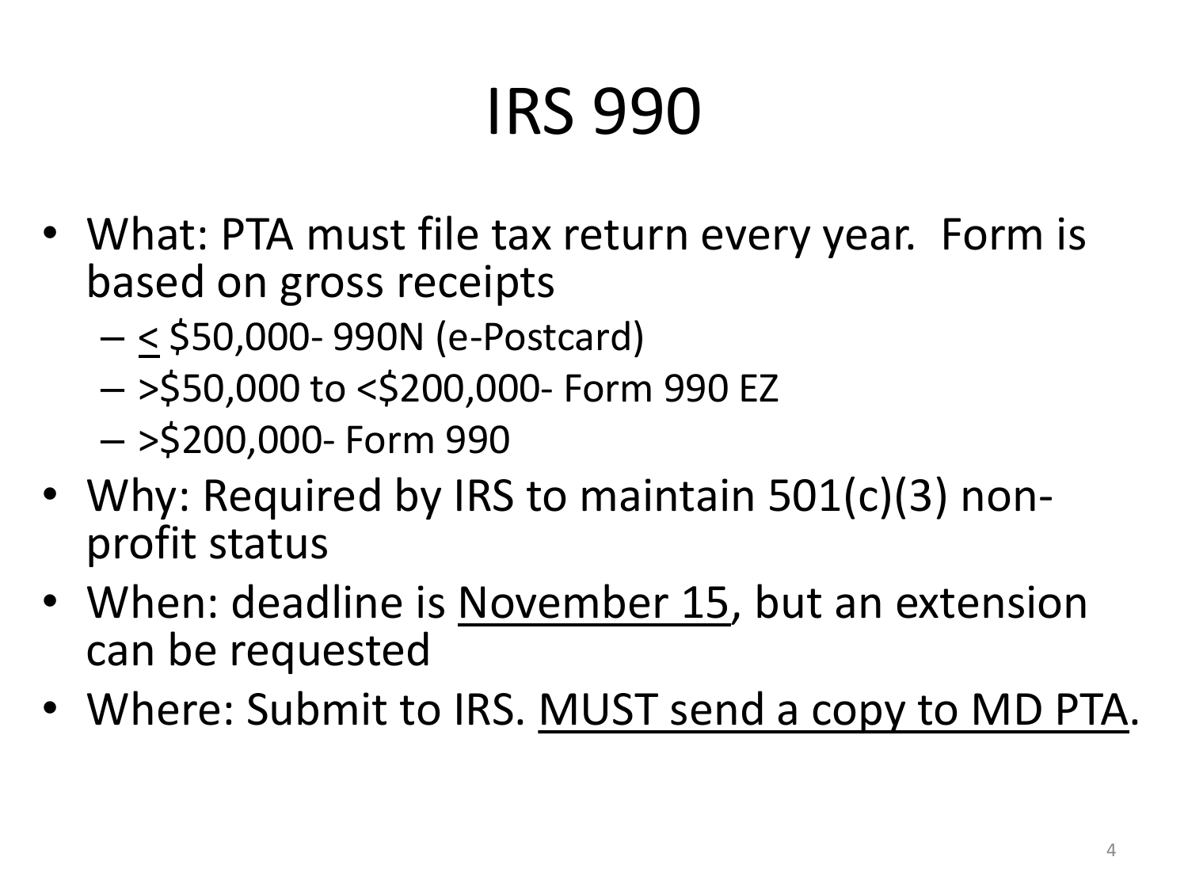# IRS 990

- What: PTA must file tax return every year. Form is based on gross receipts
  - ≤ $50,000- 990N (e-Postcard)
  - >$50,000 to <$200,000- Form 990 EZ
  - >$200,000- Form 990
- Why: Required by IRS to maintain 501(c)(3) non-profit status
- When: deadline is <u>November 15</u>, but an extension can be requested
- Where: Submit to IRS. <u>MUST send a copy to MD PTA</u>.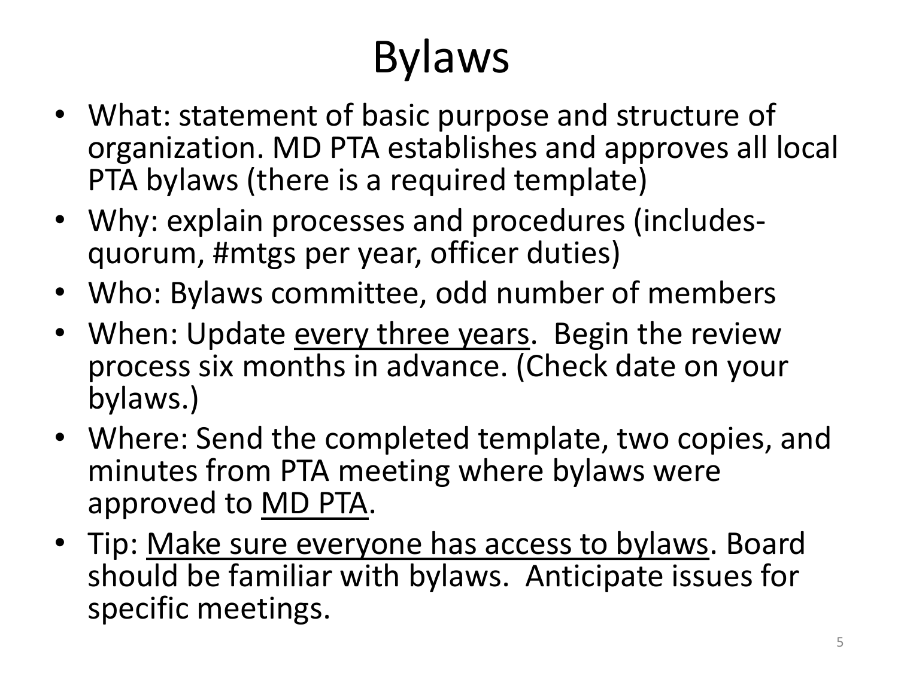# Bylaws

- What: statement of basic purpose and structure of organization. MD PTA establishes and approves all local PTA bylaws (there is a required template)
- Why: explain processes and procedures (includes- quorum, #mtgs per year, officer duties)
- Who: Bylaws committee, odd number of members
- When: Update <u>every three years</u>. Begin the review process six months in advance. (Check date on your bylaws.)
- Where: Send the completed template, two copies, and minutes from PTA meeting where bylaws were approved to <u>MD PTA</u>.
- Tip: <u>Make sure everyone has access to bylaws</u>. Board should be familiar with bylaws. Anticipate issues for specific meetings.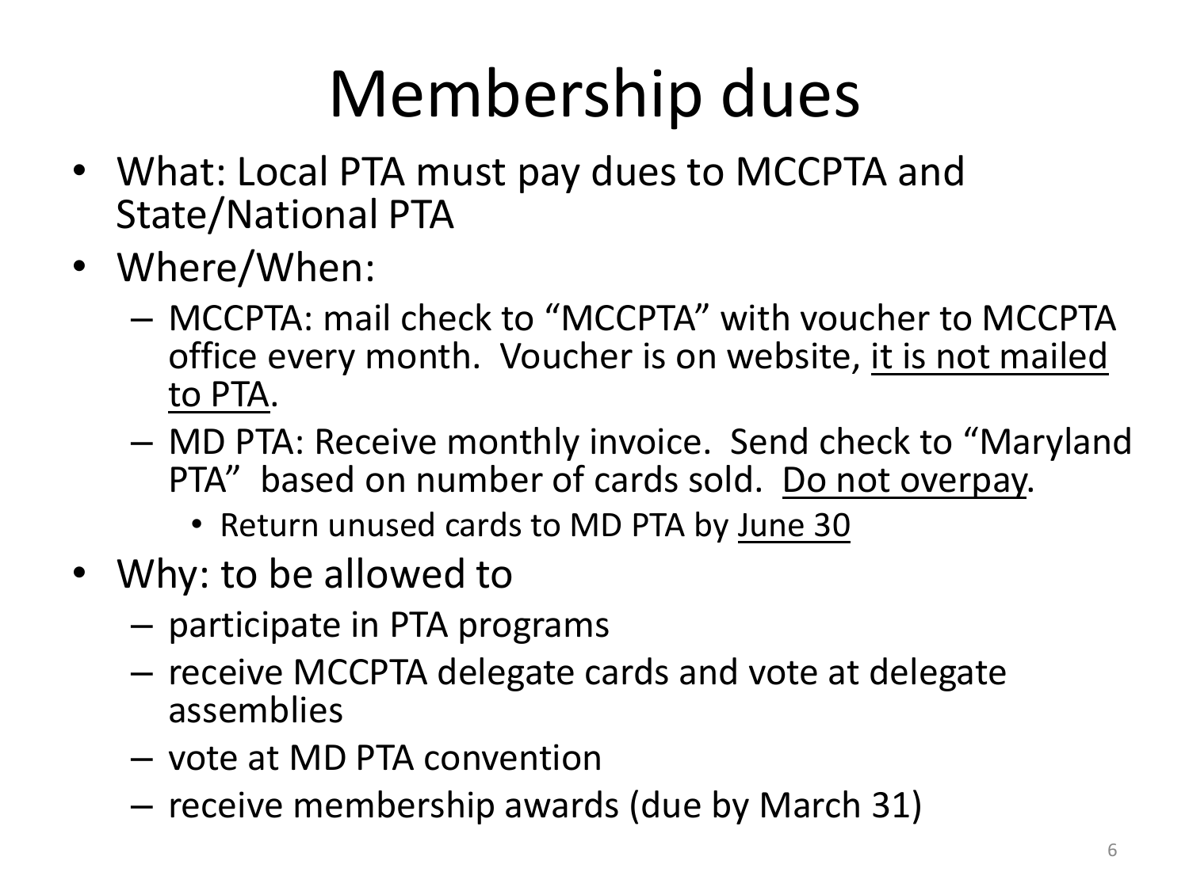# Membership dues

- What: Local PTA must pay dues to MCCPTA and State/National PTA
- Where/When:
  - MCCPTA: mail check to "MCCPTA" with voucher to MCCPTA office every month. Voucher is on website, <u>it is not mailed to PTA</u>.
  - MD PTA: Receive monthly invoice. Send check to "Maryland PTA" based on number of cards sold. <u>Do not overpay</u>.
    - Return unused cards to MD PTA by <u>June 30</u>
- Why: to be allowed to
  - participate in PTA programs
  - receive MCCPTA delegate cards and vote at delegate assemblies
  - vote at MD PTA convention
  - receive membership awards (due by March 31)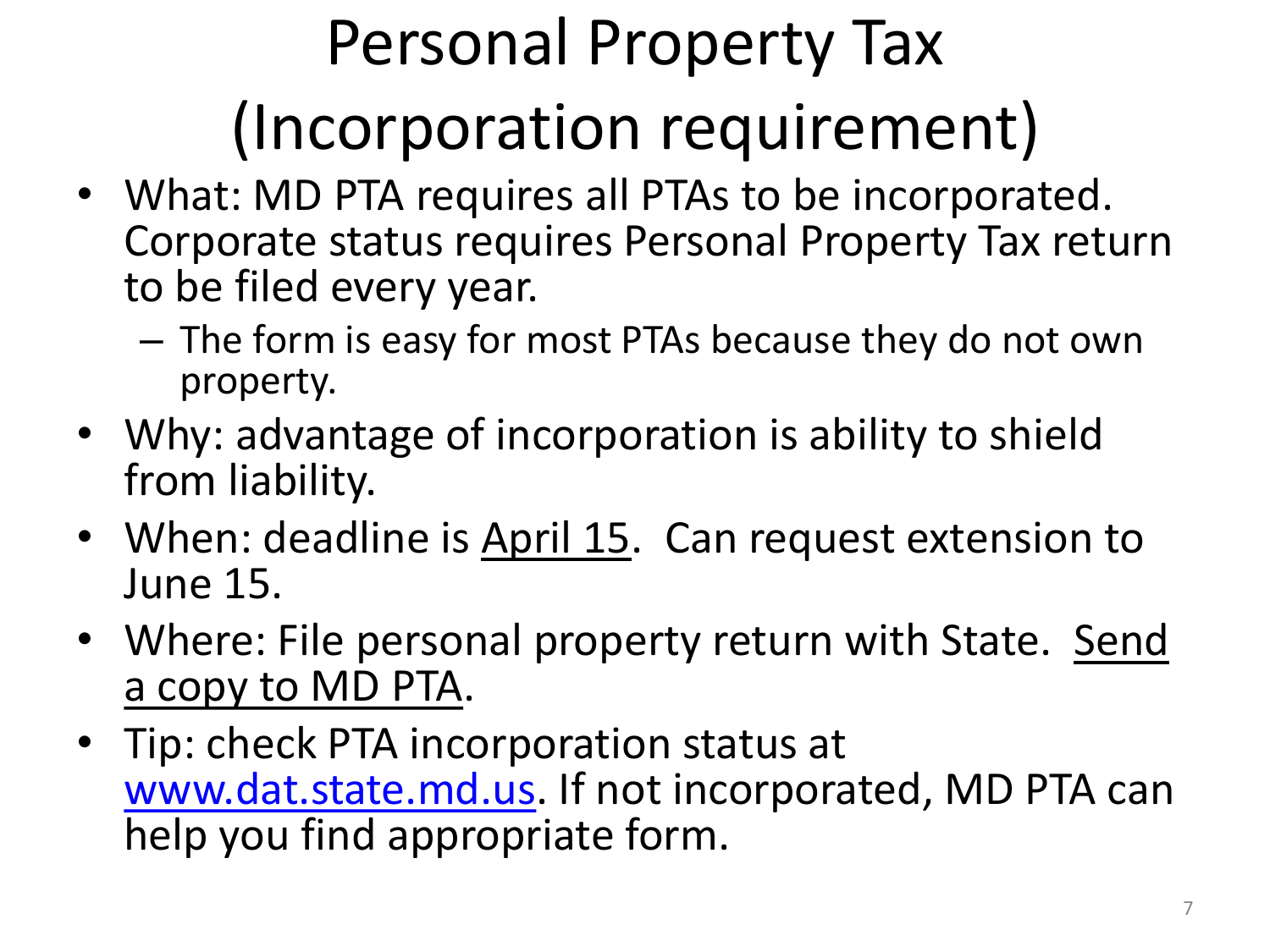# Personal Property Tax (Incorporation requirement)

- What: MD PTA requires all PTAs to be incorporated. Corporate status requires Personal Property Tax return to be filed every year.
  - The form is easy for most PTAs because they do not own property.
- Why: advantage of incorporation is ability to shield from liability.
- When: deadline is <u>April 15</u>. Can request extension to June 15.
- Where: File personal property return with State. <u>Send a copy to MD PTA</u>.
- Tip: check PTA incorporation status at [www.dat.state.md.us](http://www.dat.state.md.us). If not incorporated, MD PTA can help you find appropriate form.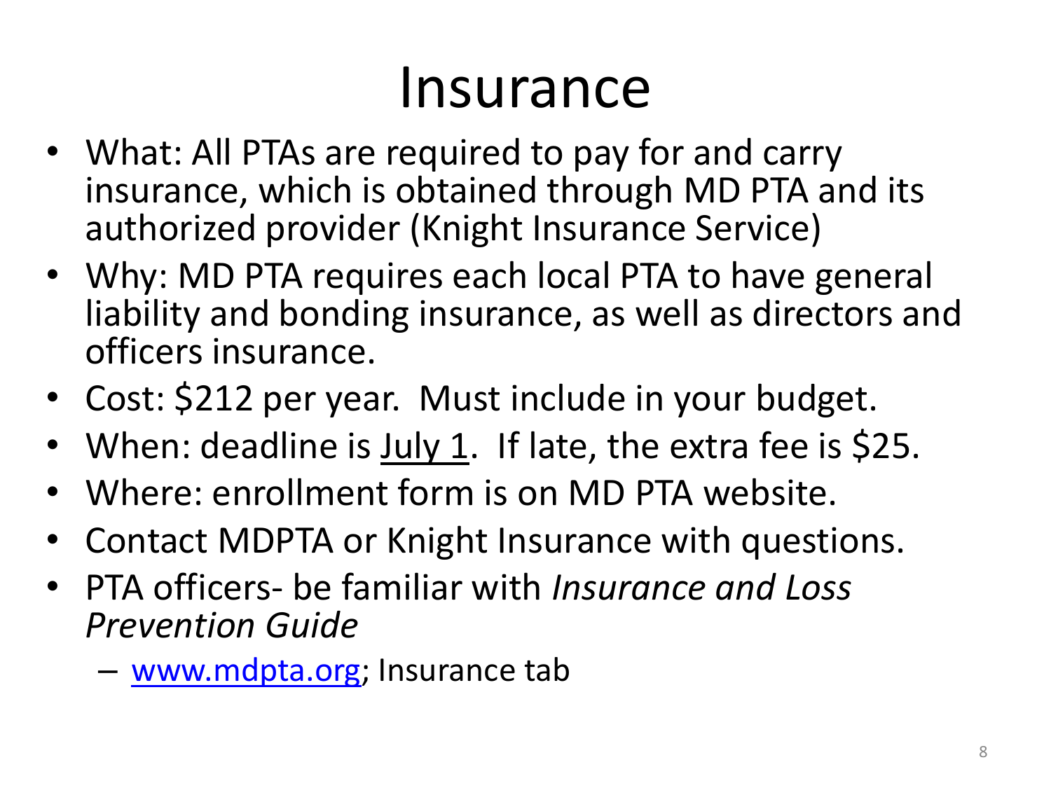# Insurance

- What: All PTAs are required to pay for and carry insurance, which is obtained through MD PTA and its authorized provider (Knight Insurance Service)
- Why: MD PTA requires each local PTA to have general liability and bonding insurance, as well as directors and officers insurance.
- Cost: $212 per year. Must include in your budget.
- When: deadline is <u>July 1</u>. If late, the extra fee is $25.
- Where: enrollment form is on MD PTA website.
- Contact MDPTA or Knight Insurance with questions.
- PTA officers- be familiar with *Insurance and Loss Prevention Guide*
  - [www.mdpta.org](http://www.mdpta.org); Insurance tab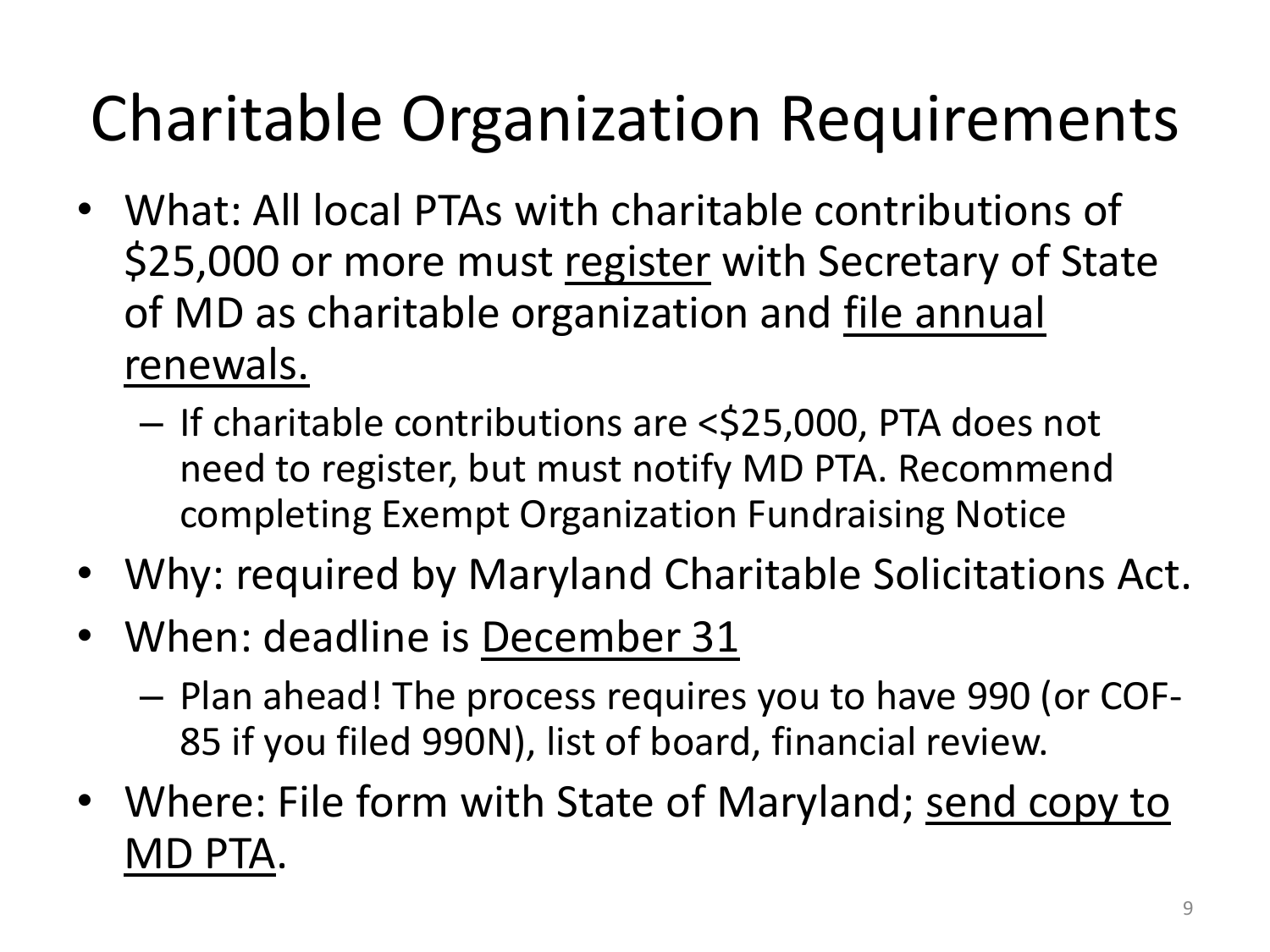# Charitable Organization Requirements

- What: All local PTAs with charitable contributions of $25,000 or more must <u>register</u> with Secretary of State of MD as charitable organization and <u>file annual renewals.</u>
  - If charitable contributions are <$25,000, PTA does not need to register, but must notify MD PTA. Recommend completing Exempt Organization Fundraising Notice
- Why: required by Maryland Charitable Solicitations Act.
- When: deadline is <u>December 31</u>
  - Plan ahead! The process requires you to have 990 (or COF-85 if you filed 990N), list of board, financial review.
- Where: File form with State of Maryland; <u>send copy to MD PTA</u>.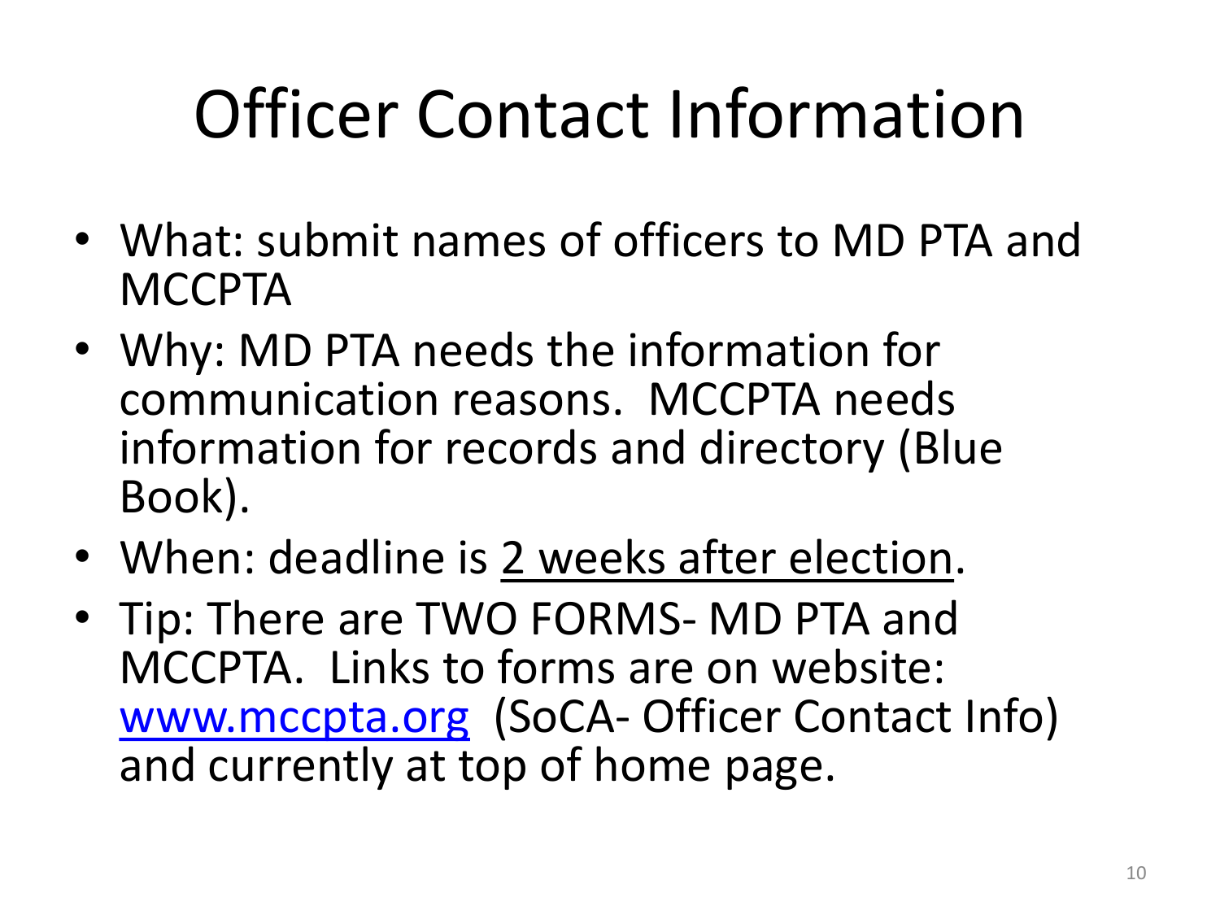# Officer Contact Information

- What: submit names of officers to MD PTA and MCCPTA
- Why: MD PTA needs the information for communication reasons. MCCPTA needs information for records and directory (Blue Book).
- When: deadline is <u>2 weeks after election</u>.
- Tip: There are TWO FORMS- MD PTA and MCCPTA. Links to forms are on website: [www.mccpta.org](http://www.mccpta.org) (SoCA- Officer Contact Info) and currently at top of home page.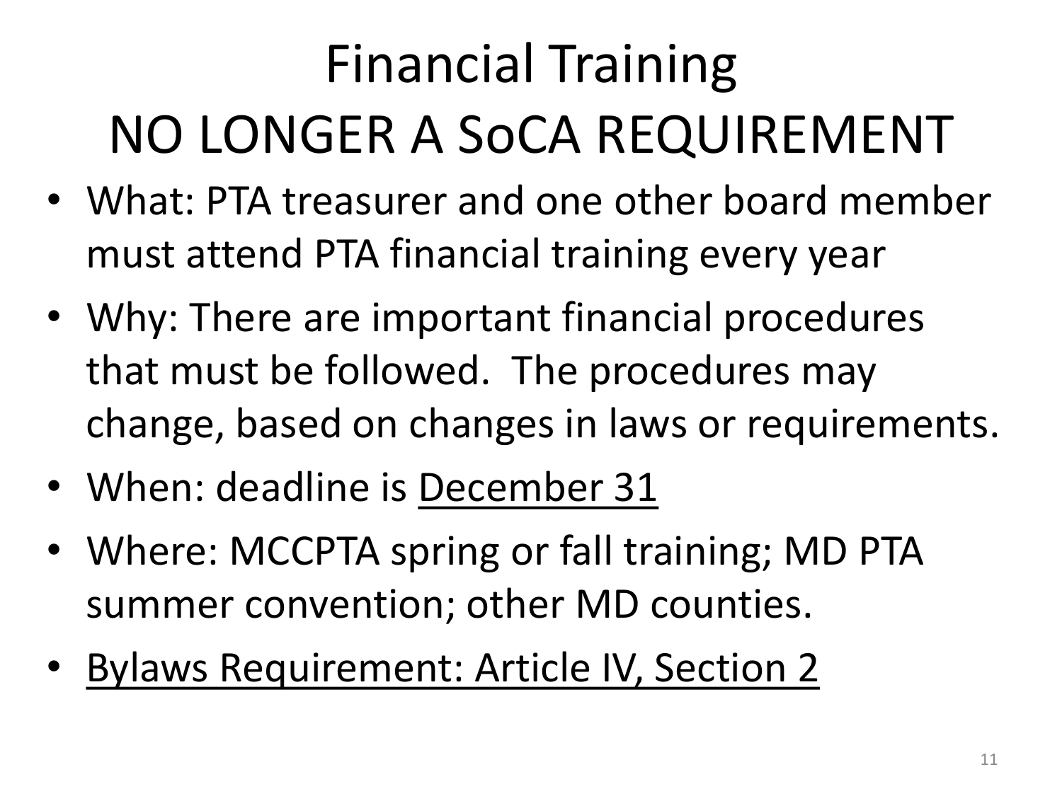# Financial Training
# NO LONGER A SoCA REQUIREMENT

- What: PTA treasurer and one other board member must attend PTA financial training every year
- Why: There are important financial procedures that must be followed. The procedures may change, based on changes in laws or requirements.
- When: deadline is <u>December 31</u>
- Where: MCCPTA spring or fall training; MD PTA summer convention; other MD counties.
- <u>Bylaws Requirement: Article IV, Section 2</u>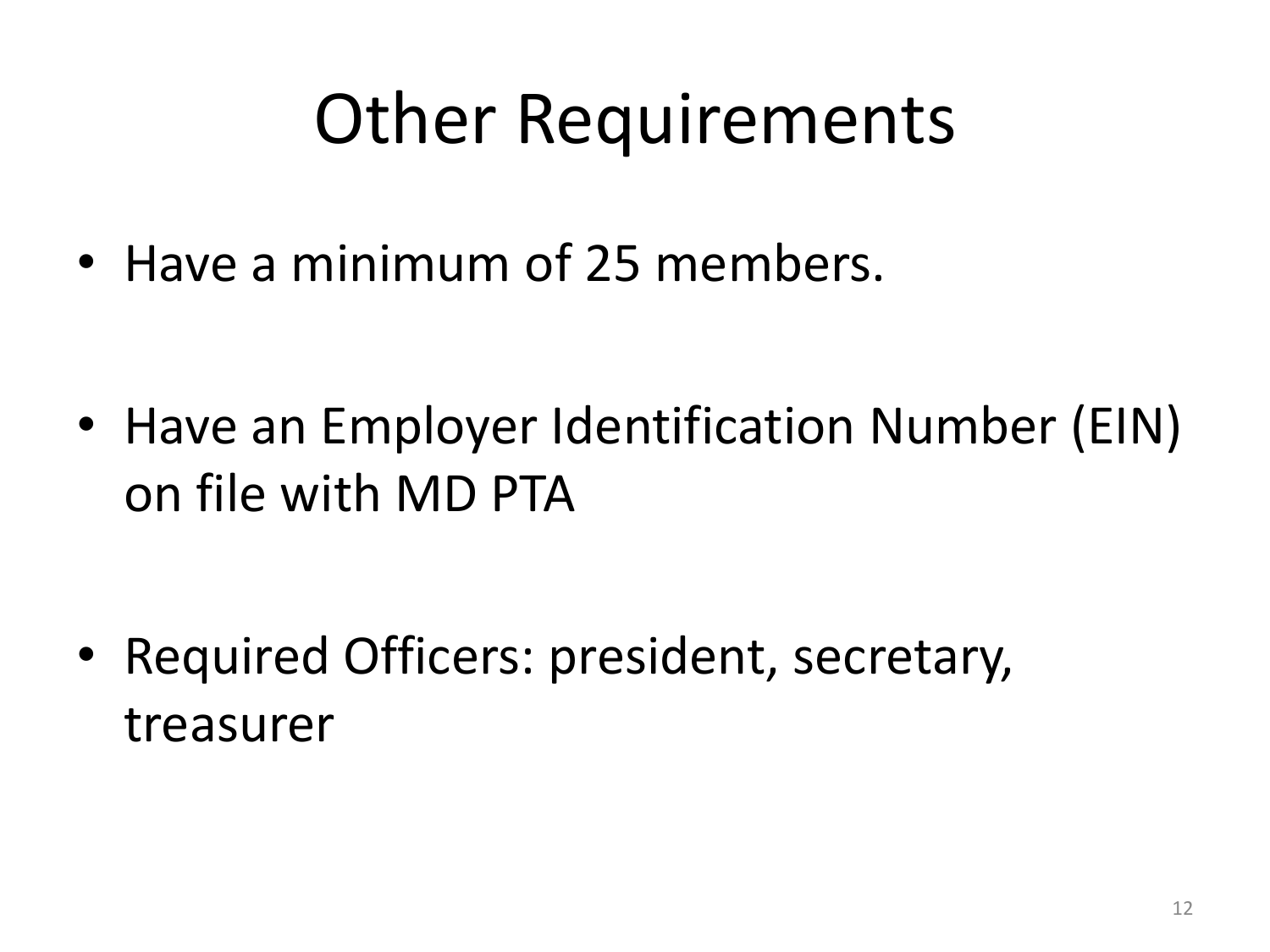# Other Requirements

- Have a minimum of 25 members.

- Have an Employer Identification Number (EIN) on file with MD PTA

- Required Officers: president, secretary, treasurer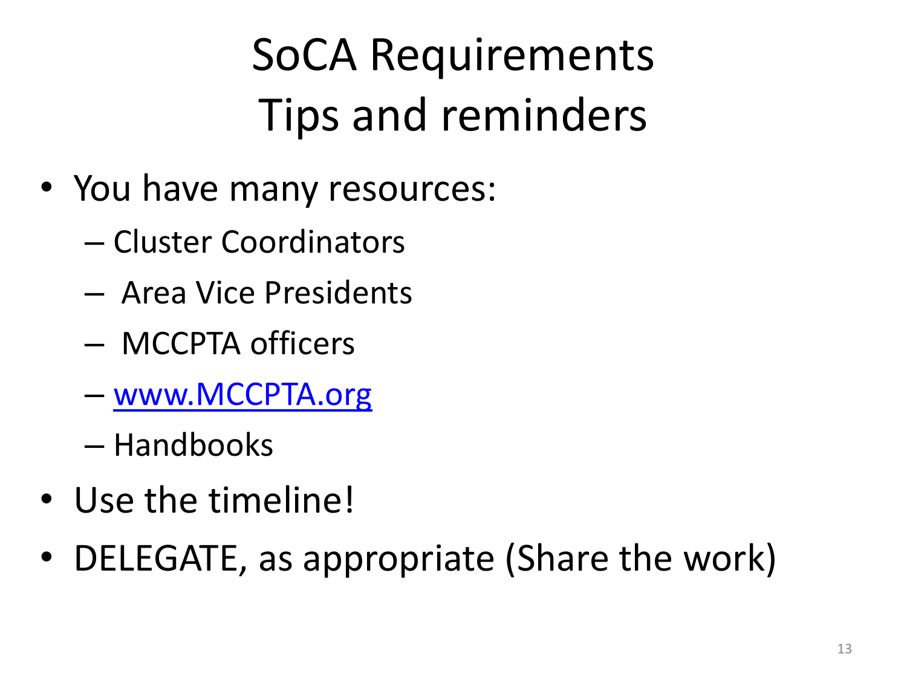# SoCA Requirements
# Tips and reminders

- You have many resources:
  - Cluster Coordinators
  - Area Vice Presidents
  - MCCPTA officers
  - [www.MCCPTA.org](http://www.MCCPTA.org)
  - Handbooks
- Use the timeline!
- DELEGATE, as appropriate (Share the work)